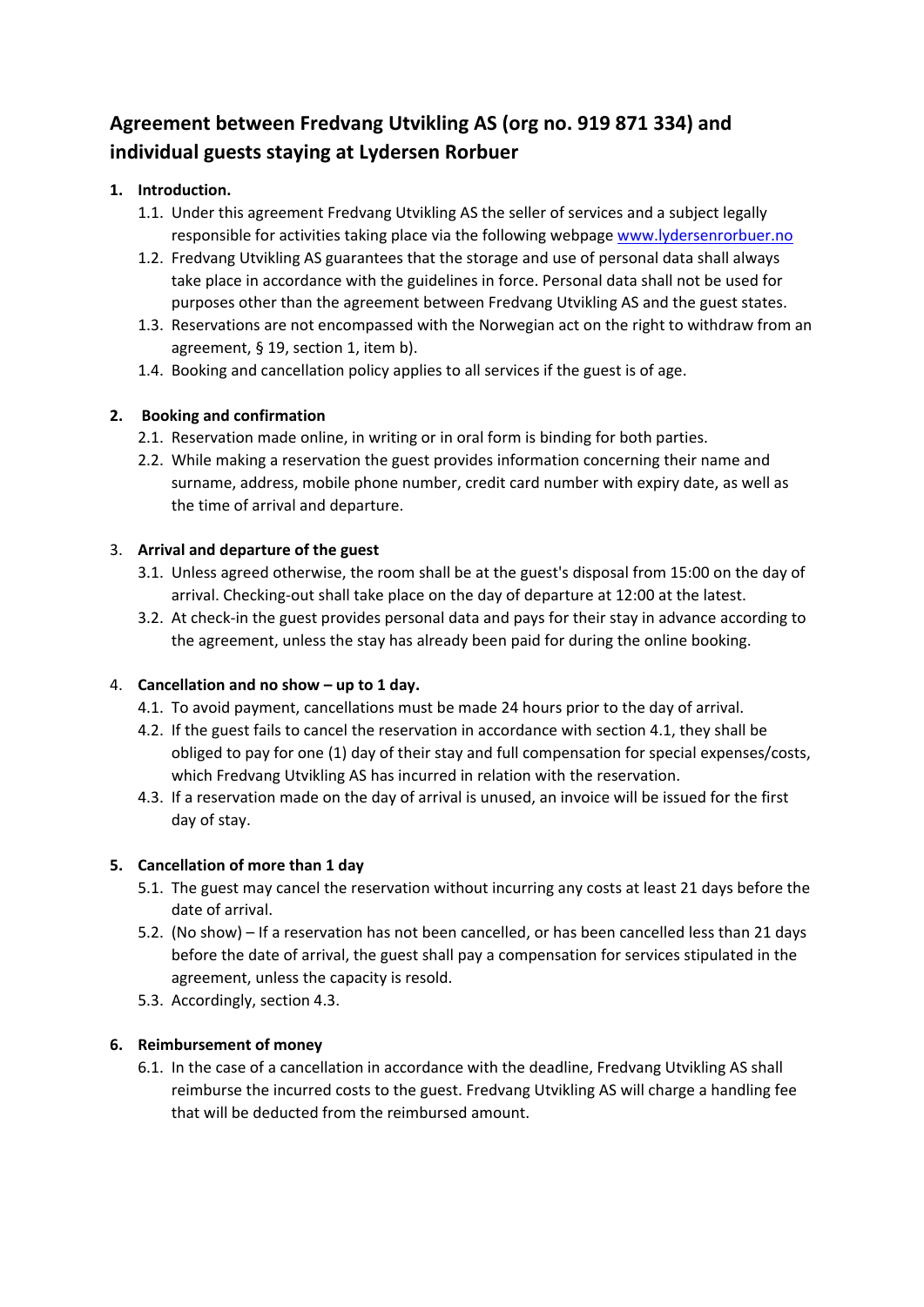# Agreement between Fredvang Utvikling AS (org no. 919 871 334) and individual guests staying at Lydersen Rorbuer

1. **Introduction.**
   1.1. Under this agreement Fredvang Utvikling AS the seller of services and a subject legally responsible for activities taking place via the following webpage [www.lydersenrorbuer.no](http://www.lydersenrorbuer.no)
   1.2. Fredvang Utvikling AS guarantees that the storage and use of personal data shall always take place in accordance with the guidelines in force. Personal data shall not be used for purposes other than the agreement between Fredvang Utvikling AS and the guest states.
   1.3. Reservations are not encompassed with the Norwegian act on the right to withdraw from an agreement, § 19, section 1, item b).
   1.4. Booking and cancellation policy applies to all services if the guest is of age.

2. **Booking and confirmation**
   2.1. Reservation made online, in writing or in oral form is binding for both parties.
   2.2. While making a reservation the guest provides information concerning their name and surname, address, mobile phone number, credit card number with expiry date, as well as the time of arrival and departure.

3. **Arrival and departure of the guest**
   3.1. Unless agreed otherwise, the room shall be at the guest's disposal from 15:00 on the day of arrival. Checking-out shall take place on the day of departure at 12:00 at the latest.
   3.2. At check-in the guest provides personal data and pays for their stay in advance according to the agreement, unless the stay has already been paid for during the online booking.

4. **Cancellation and no show – up to 1 day.**
   4.1. To avoid payment, cancellations must be made 24 hours prior to the day of arrival.
   4.2. If the guest fails to cancel the reservation in accordance with section 4.1, they shall be obliged to pay for one (1) day of their stay and full compensation for special expenses/costs, which Fredvang Utvikling AS has incurred in relation with the reservation.
   4.3. If a reservation made on the day of arrival is unused, an invoice will be issued for the first day of stay.

5. **Cancellation of more than 1 day**
   5.1. The guest may cancel the reservation without incurring any costs at least 21 days before the date of arrival.
   5.2. (No show) – If a reservation has not been cancelled, or has been cancelled less than 21 days before the date of arrival, the guest shall pay a compensation for services stipulated in the agreement, unless the capacity is resold.
   5.3. Accordingly, section 4.3.

6. **Reimbursement of money**
   6.1. In the case of a cancellation in accordance with the deadline, Fredvang Utvikling AS shall reimburse the incurred costs to the guest. Fredvang Utvikling AS will charge a handling fee that will be deducted from the reimbursed amount.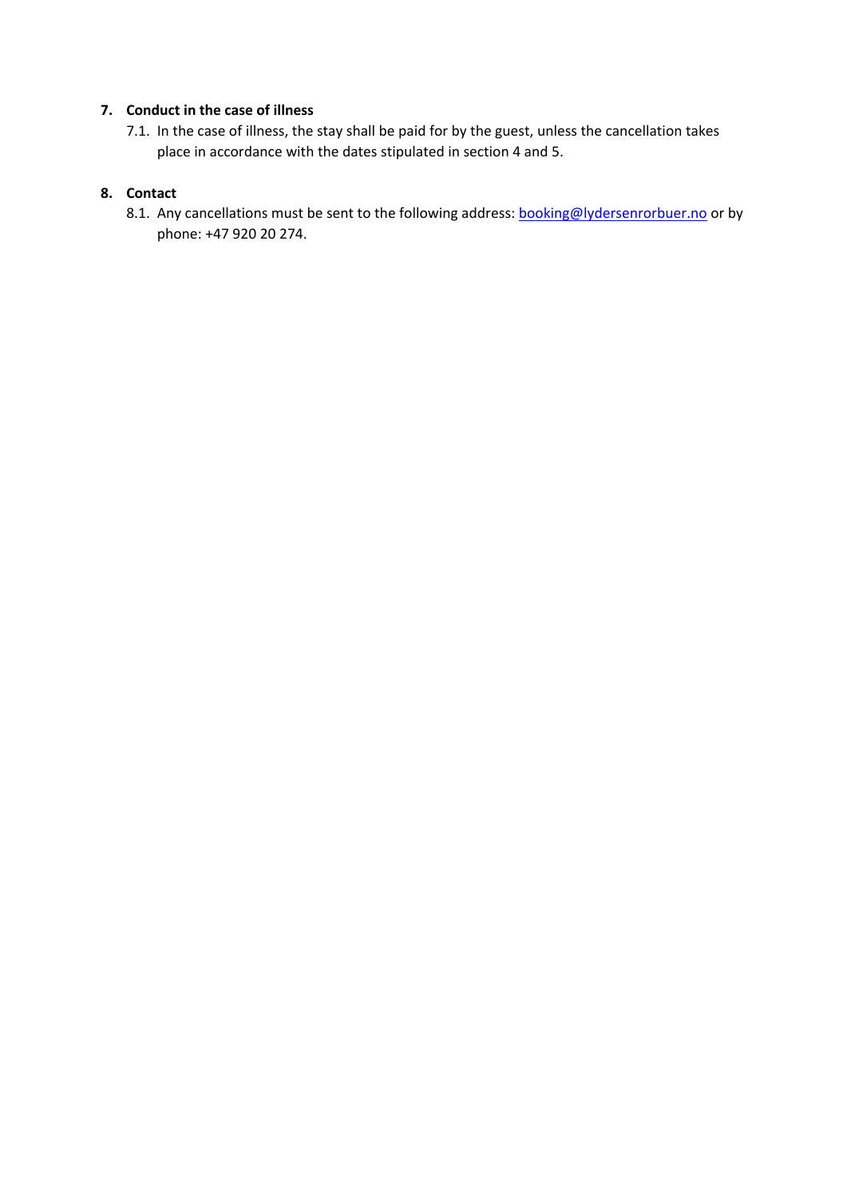7. **Conduct in the case of illness**

7.1. In the case of illness, the stay shall be paid for by the guest, unless the cancellation takes place in accordance with the dates stipulated in section 4 and 5.

8. **Contact**

8.1. Any cancellations must be sent to the following address: booking@lydersenrorbuer.no or by phone: +47 920 20 274.